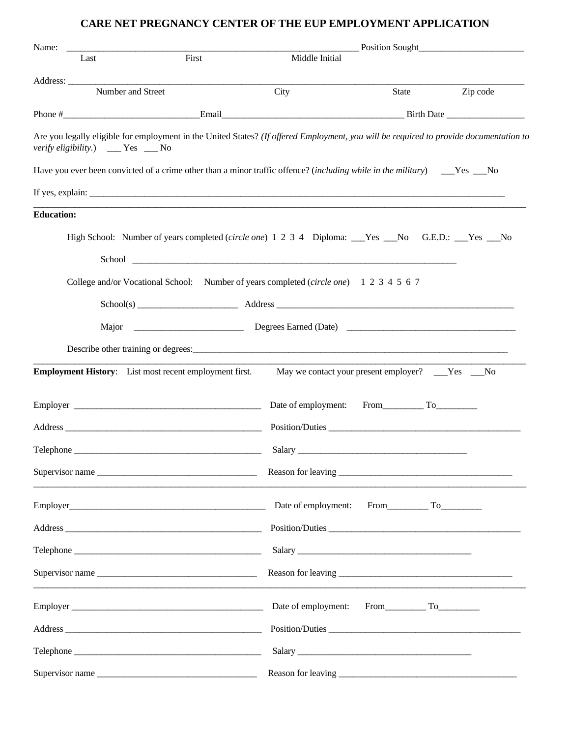# CARE NET PREGNANCY CENTER OF THE EUP EMPLOYMENT APPLICATION

Name: _________________________________________________________________ Position Sought_______________________
Last First Middle Initial

Address: ____________________________________________________________________________________________________
Number and Street City State Zip code

Phone #______________________________Email________________________________________ Birth Date _________________

Are you legally eligible for employment in the United States? *(If offered Employment, you will be required to provide documentation to verify eligibility.*) ___ Yes ___ No

Have you ever been convicted of a crime other than a minor traffic offence? (*including while in the military*) ___Yes ___No

If yes, explain: ____________________________________________________________________________________________

**Education:**

High School: Number of years completed (*circle one*) 1 2 3 4 Diploma: ___Yes ___No G.E.D.: ___Yes ___No

School ________________________________________________________________________

College and/or Vocational School: Number of years completed (*circle one*) 1 2 3 4 5 6 7

School(s) ______________________ Address ______________________________________________________

Major ________________________ Degrees Earned (Date) _____________________________________

Describe other training or degrees:____________________________________________________________________________

**Employment History**: List most recent employment first. May we contact your present employer? ___Yes ___No

Employer __________________________________________ Date of employment: From_________ To_________

Address ___________________________________________ Position/Duties ___________________________________________

Telephone _________________________________________ Salary _____________________________________

Supervisor name ____________________________________ Reason for leaving ______________________________________

---

Employer___________________________________________ Date of employment: From_________ To_________

Address ___________________________________________ Position/Duties ___________________________________________

Telephone _________________________________________ Salary _____________________________________

Supervisor name ____________________________________ Reason for leaving ______________________________________

---

Employer __________________________________________ Date of employment: From_________ To_________

Address ___________________________________________ Position/Duties ___________________________________________

Telephone _________________________________________ Salary _____________________________________

Supervisor name ____________________________________ Reason for leaving ______________________________________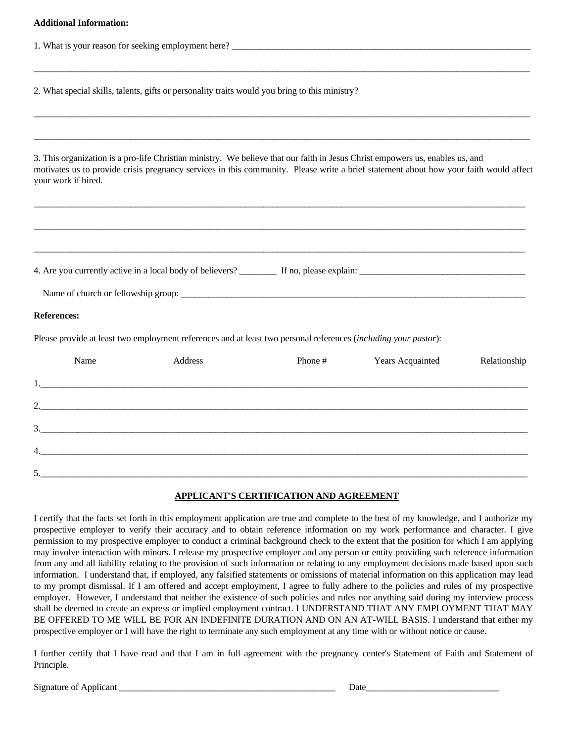**Additional Information:**

1. What is your reason for seeking employment here? ______________________________________________________________________

______________________________________________________________________________________________________________

2. What special skills, talents, gifts or personality traits would you bring to this ministry?

______________________________________________________________________________________________________________

______________________________________________________________________________________________________________

3. This organization is a pro-life Christian ministry. We believe that our faith in Jesus Christ empowers us, enables us, and motivates us to provide crisis pregnancy services in this community. Please write a brief statement about how your faith would affect your work if hired.

______________________________________________________________________________________________________________

______________________________________________________________________________________________________________

______________________________________________________________________________________________________________

4. Are you currently active in a local body of believers? ________ If no, please explain: _____________________________________

Name of church or fellowship group: _________________________________________________________________________________

**References:**

Please provide at least two employment references and at least two personal references (*including your pastor*):

| Name | Address | Phone # | Years Acquainted | Relationship |
|---|---|---|---|---|
| 1. | | | | |
| 2. | | | | |
| 3. | | | | |
| 4. | | | | |
| 5. | | | | |

**APPLICANT'S CERTIFICATION AND AGREEMENT**

I certify that the facts set forth in this employment application are true and complete to the best of my knowledge, and I authorize my prospective employer to verify their accuracy and to obtain reference information on my work performance and character. I give permission to my prospective employer to conduct a criminal background check to the extent that the position for which I am applying may involve interaction with minors. I release my prospective employer and any person or entity providing such reference information from any and all liability relating to the provision of such information or relating to any employment decisions made based upon such information. I understand that, if employed, any falsified statements or omissions of material information on this application may lead to my prompt dismissal. If I am offered and accept employment, I agree to fully adhere to the policies and rules of my prospective employer. However, I understand that neither the existence of such policies and rules nor anything said during my interview process shall be deemed to create an express or implied employment contract. I UNDERSTAND THAT ANY EMPLOYMENT THAT MAY BE OFFERED TO ME WILL BE FOR AN INDEFINITE DURATION AND ON AN AT-WILL BASIS. I understand that either my prospective employer or I will have the right to terminate any such employment at any time with or without notice or cause.

I further certify that I have read and that I am in full agreement with the pregnancy center's Statement of Faith and Statement of Principle.

Signature of Applicant ________________________________________________ Date_____________________________